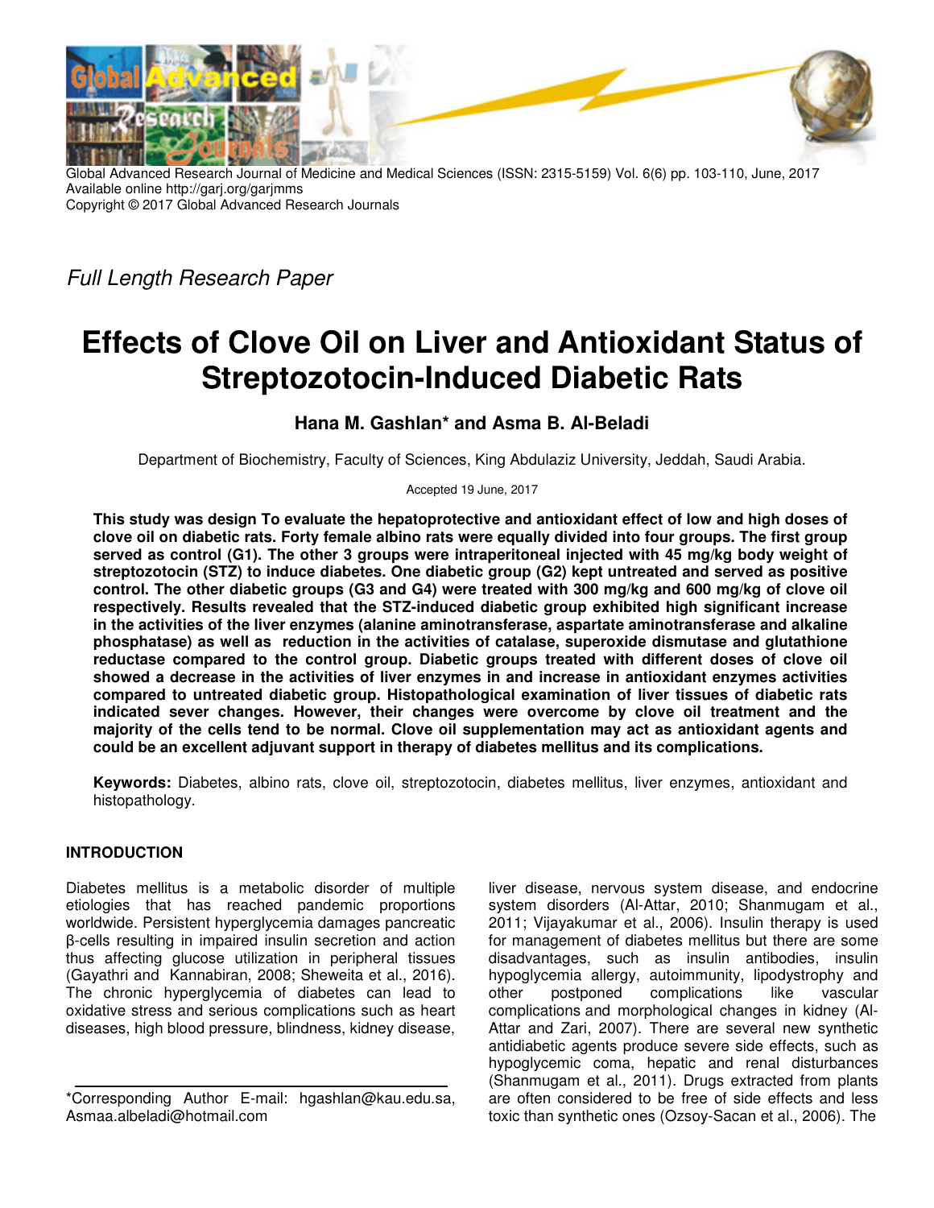Global Advanced Research Journal of Medicine and Medical Sciences (ISSN: 2315-5159) Vol. 6(6) pp. 103-110, June, 2017
Available online http://garj.org/garjmms
Copyright © 2017 Global Advanced Research Journals

*Full Length Research Paper*

# Effects of Clove Oil on Liver and Antioxidant Status of Streptozotocin-Induced Diabetic Rats

**Hana M. Gashlan* and Asma B. Al-Beladi**

Department of Biochemistry, Faculty of Sciences, King Abdulaziz University, Jeddah, Saudi Arabia.

Accepted 19 June, 2017

**This study was design To evaluate the hepatoprotective and antioxidant effect of low and high doses of clove oil on diabetic rats. Forty female albino rats were equally divided into four groups. The first group served as control (G1). The other 3 groups were intraperitoneal injected with 45 mg/kg body weight of streptozotocin (STZ) to induce diabetes. One diabetic group (G2) kept untreated and served as positive control. The other diabetic groups (G3 and G4) were treated with 300 mg/kg and 600 mg/kg of clove oil respectively. Results revealed that the STZ-induced diabetic group exhibited high significant increase in the activities of the liver enzymes (alanine aminotransferase, aspartate aminotransferase and alkaline phosphatase) as well as reduction in the activities of catalase, superoxide dismutase and glutathione reductase compared to the control group. Diabetic groups treated with different doses of clove oil showed a decrease in the activities of liver enzymes in and increase in antioxidant enzymes activities compared to untreated diabetic group. Histopathological examination of liver tissues of diabetic rats indicated sever changes. However, their changes were overcome by clove oil treatment and the majority of the cells tend to be normal. Clove oil supplementation may act as antioxidant agents and could be an excellent adjuvant support in therapy of diabetes mellitus and its complications.**

**Keywords:** Diabetes, albino rats, clove oil, streptozotocin, diabetes mellitus, liver enzymes, antioxidant and histopathology.

## INTRODUCTION

Diabetes mellitus is a metabolic disorder of multiple etiologies that has reached pandemic proportions worldwide. Persistent hyperglycemia damages pancreatic β-cells resulting in impaired insulin secretion and action thus affecting glucose utilization in peripheral tissues (Gayathri and Kannabiran, 2008; Sheweita et al., 2016). The chronic hyperglycemia of diabetes can lead to oxidative stress and serious complications such as heart diseases, high blood pressure, blindness, kidney disease, liver disease, nervous system disease, and endocrine system disorders (Al-Attar, 2010; Shanmugam et al., 2011; Vijayakumar et al., 2006). Insulin therapy is used for management of diabetes mellitus but there are some disadvantages, such as insulin antibodies, insulin hypoglycemia allergy, autoimmunity, lipodystrophy and other postponed complications like vascular complications and morphological changes in kidney (Al-Attar and Zari, 2007). There are several new synthetic antidiabetic agents produce severe side effects, such as hypoglycemic coma, hepatic and renal disturbances (Shanmugam et al., 2011). Drugs extracted from plants are often considered to be free of side effects and less toxic than synthetic ones (Ozsoy-Sacan et al., 2006). The

*Corresponding Author E-mail: hgashlan@kau.edu.sa, Asmaa.albeladi@hotmail.com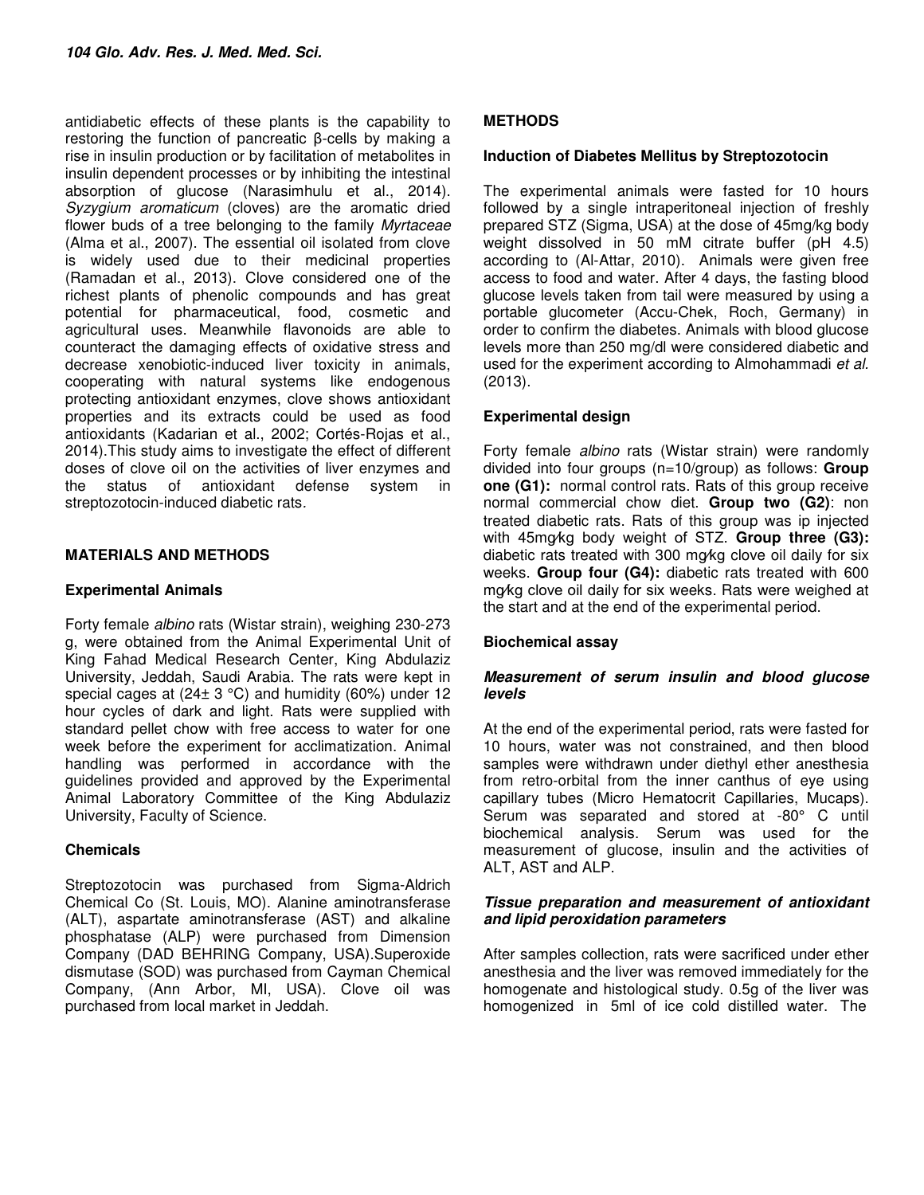antidiabetic effects of these plants is the capability to restoring the function of pancreatic β-cells by making a rise in insulin production or by facilitation of metabolites in insulin dependent processes or by inhibiting the intestinal absorption of glucose (Narasimhulu et al., 2014). *Syzygium aromaticum* (cloves) are the aromatic dried flower buds of a tree belonging to the family *Myrtaceae* (Alma et al., 2007). The essential oil isolated from clove is widely used due to their medicinal properties (Ramadan et al., 2013). Clove considered one of the richest plants of phenolic compounds and has great potential for pharmaceutical, food, cosmetic and agricultural uses. Meanwhile flavonoids are able to counteract the damaging effects of oxidative stress and decrease xenobiotic-induced liver toxicity in animals, cooperating with natural systems like endogenous protecting antioxidant enzymes, clove shows antioxidant properties and its extracts could be used as food antioxidants (Kadarian et al., 2002; Cortés-Rojas et al., 2014).This study aims to investigate the effect of different doses of clove oil on the activities of liver enzymes and the status of antioxidant defense system in streptozotocin-induced diabetic rats.

## MATERIALS AND METHODS

### Experimental Animals

Forty female *albino* rats (Wistar strain), weighing 230-273 g, were obtained from the Animal Experimental Unit of King Fahad Medical Research Center, King Abdulaziz University, Jeddah, Saudi Arabia. The rats were kept in special cages at (24± 3 °C) and humidity (60%) under 12 hour cycles of dark and light. Rats were supplied with standard pellet chow with free access to water for one week before the experiment for acclimatization. Animal handling was performed in accordance with the guidelines provided and approved by the Experimental Animal Laboratory Committee of the King Abdulaziz University, Faculty of Science.

### Chemicals

Streptozotocin was purchased from Sigma-Aldrich Chemical Co (St. Louis, MO). Alanine aminotransferase (ALT), aspartate aminotransferase (AST) and alkaline phosphatase (ALP) were purchased from Dimension Company (DAD BEHRING Company, USA).Superoxide dismutase (SOD) was purchased from Cayman Chemical Company, (Ann Arbor, MI, USA). Clove oil was purchased from local market in Jeddah.

## METHODS

### Induction of Diabetes Mellitus by Streptozotocin

The experimental animals were fasted for 10 hours followed by a single intraperitoneal injection of freshly prepared STZ (Sigma, USA) at the dose of 45mg/kg body weight dissolved in 50 mM citrate buffer (pH 4.5) according to (Al-Attar, 2010). Animals were given free access to food and water. After 4 days, the fasting blood glucose levels taken from tail were measured by using a portable glucometer (Accu-Chek, Roch, Germany) in order to confirm the diabetes. Animals with blood glucose levels more than 250 mg/dl were considered diabetic and used for the experiment according to Almohammadi *et al.* (2013).

### Experimental design

Forty female *albino* rats (Wistar strain) were randomly divided into four groups (n=10/group) as follows: **Group one (G1):** normal control rats. Rats of this group receive normal commercial chow diet. **Group two (G2)**: non treated diabetic rats. Rats of this group was ip injected with 45mg/kg body weight of STZ. **Group three (G3):** diabetic rats treated with 300 mg/kg clove oil daily for six weeks. **Group four (G4):** diabetic rats treated with 600 mg/kg clove oil daily for six weeks. Rats were weighed at the start and at the end of the experimental period.

### Biochemical assay

#### *Measurement of serum insulin and blood glucose levels*

At the end of the experimental period, rats were fasted for 10 hours, water was not constrained, and then blood samples were withdrawn under diethyl ether anesthesia from retro-orbital from the inner canthus of eye using capillary tubes (Micro Hematocrit Capillaries, Mucaps). Serum was separated and stored at -80° C until biochemical analysis. Serum was used for the measurement of glucose, insulin and the activities of ALT, AST and ALP.

#### *Tissue preparation and measurement of antioxidant and lipid peroxidation parameters*

After samples collection, rats were sacrificed under ether anesthesia and the liver was removed immediately for the homogenate and histological study. 0.5g of the liver was homogenized in 5ml of ice cold distilled water. The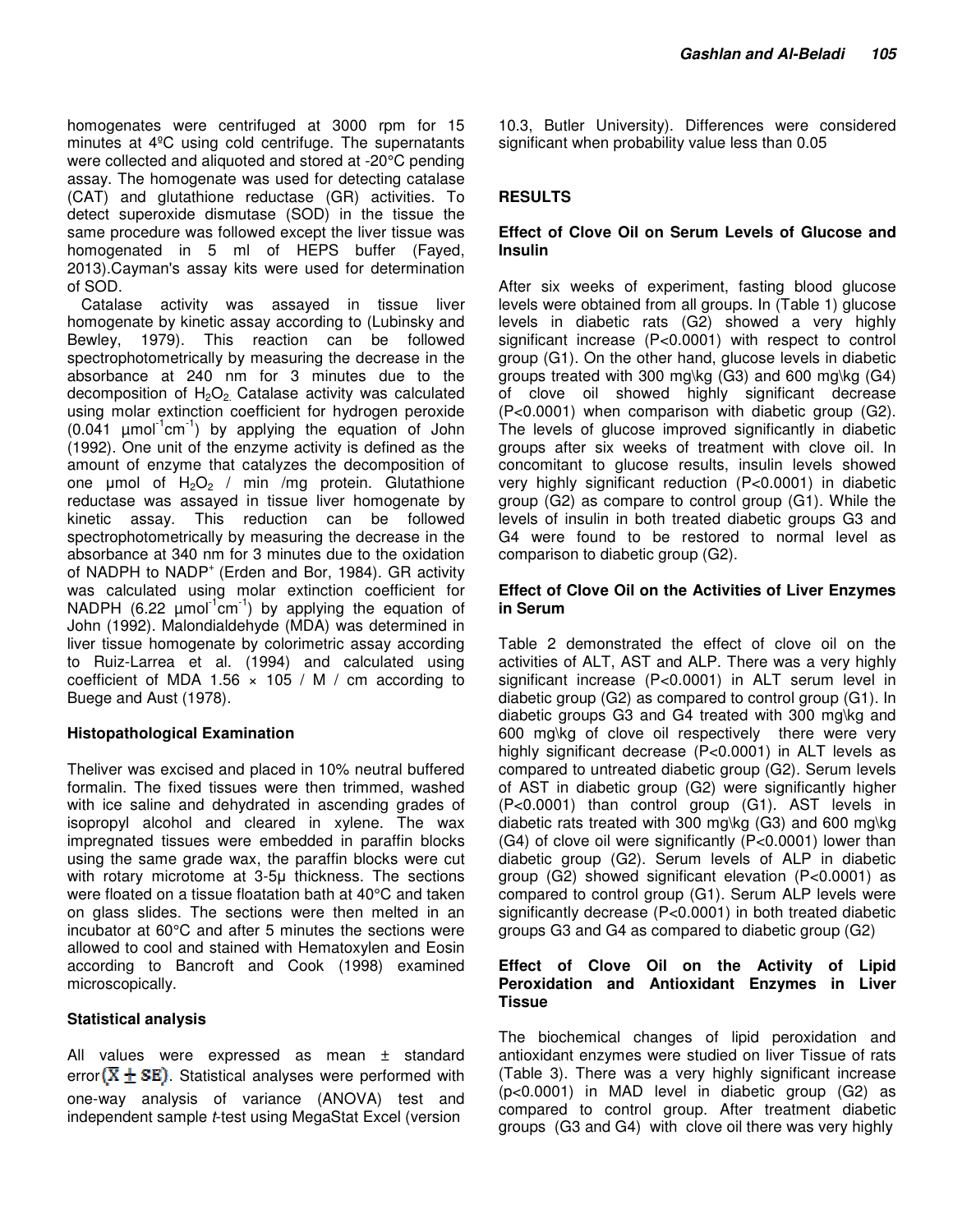homogenates were centrifuged at 3000 rpm for 15 minutes at 4ºC using cold centrifuge. The supernatants were collected and aliquoted and stored at -20°C pending assay. The homogenate was used for detecting catalase (CAT) and glutathione reductase (GR) activities. To detect superoxide dismutase (SOD) in the tissue the same procedure was followed except the liver tissue was homogenated in 5 ml of HEPS buffer (Fayed, 2013).Cayman's assay kits were used for determination of SOD.

Catalase activity was assayed in tissue liver homogenate by kinetic assay according to (Lubinsky and Bewley, 1979). This reaction can be followed spectrophotometrically by measuring the decrease in the absorbance at 240 nm for 3 minutes due to the decomposition of $H_2O_2$. Catalase activity was calculated using molar extinction coefficient for hydrogen peroxide (0.041 $\mu mol^{-1}cm^{-1}$) by applying the equation of John (1992). One unit of the enzyme activity is defined as the amount of enzyme that catalyzes the decomposition of one µmol of $H_2O_2$ / min /mg protein. Glutathione reductase was assayed in tissue liver homogenate by kinetic assay. This reduction can be followed spectrophotometrically by measuring the decrease in the absorbance at 340 nm for 3 minutes due to the oxidation of NADPH to $NADP^+$ (Erden and Bor, 1984). GR activity was calculated using molar extinction coefficient for NADPH (6.22 $\mu mol^{-1}cm^{-1}$) by applying the equation of John (1992). Malondialdehyde (MDA) was determined in liver tissue homogenate by colorimetric assay according to Ruiz-Larrea et al. (1994) and calculated using coefficient of MDA 1.56 × 105 / M / cm according to Buege and Aust (1978).

### Histopathological Examination

Theliver was excised and placed in 10% neutral buffered formalin. The fixed tissues were then trimmed, washed with ice saline and dehydrated in ascending grades of isopropyl alcohol and cleared in xylene. The wax impregnated tissues were embedded in paraffin blocks using the same grade wax, the paraffin blocks were cut with rotary microtome at 3-5µ thickness. The sections were floated on a tissue floatation bath at 40°C and taken on glass slides. The sections were then melted in an incubator at 60°C and after 5 minutes the sections were allowed to cool and stained with Hematoxylen and Eosin according to Bancroft and Cook (1998) examined microscopically.

### Statistical analysis

All values were expressed as mean ± standard error $(\bar{X} \pm SE)$. Statistical analyses were performed with one-way analysis of variance (ANOVA) test and independent sample *t*-test using MegaStat Excel (version 10.3, Butler University). Differences were considered significant when probability value less than 0.05

## RESULTS

### Effect of Clove Oil on Serum Levels of Glucose and Insulin

After six weeks of experiment, fasting blood glucose levels were obtained from all groups. In (Table 1) glucose levels in diabetic rats (G2) showed a very highly significant increase ($P<0.0001$) with respect to control group (G1). On the other hand, glucose levels in diabetic groups treated with 300 mg\kg (G3) and 600 mg\kg (G4) of clove oil showed highly significant decrease ($P<0.0001$) when comparison with diabetic group (G2). The levels of glucose improved significantly in diabetic groups after six weeks of treatment with clove oil. In concomitant to glucose results, insulin levels showed very highly significant reduction ($P<0.0001$) in diabetic group (G2) as compare to control group (G1). While the levels of insulin in both treated diabetic groups G3 and G4 were found to be restored to normal level as comparison to diabetic group (G2).

### Effect of Clove Oil on the Activities of Liver Enzymes in Serum

Table 2 demonstrated the effect of clove oil on the activities of ALT, AST and ALP. There was a very highly significant increase ($P<0.0001$) in ALT serum level in diabetic group (G2) as compared to control group (G1). In diabetic groups G3 and G4 treated with 300 mg\kg and 600 mg\kg of clove oil respectively there were very highly significant decrease ($P<0.0001$) in ALT levels as compared to untreated diabetic group (G2). Serum levels of AST in diabetic group (G2) were significantly higher ($P<0.0001$) than control group (G1). AST levels in diabetic rats treated with 300 mg\kg (G3) and 600 mg\kg (G4) of clove oil were significantly ($P<0.0001$) lower than diabetic group (G2). Serum levels of ALP in diabetic group (G2) showed significant elevation ($P<0.0001$) as compared to control group (G1). Serum ALP levels were significantly decrease ($P<0.0001$) in both treated diabetic groups G3 and G4 as compared to diabetic group (G2)

### Effect of Clove Oil on the Activity of Lipid Peroxidation and Antioxidant Enzymes in Liver Tissue

The biochemical changes of lipid peroxidation and antioxidant enzymes were studied on liver Tissue of rats (Table 3). There was a very highly significant increase ($p<0.0001$) in MAD level in diabetic group (G2) as compared to control group. After treatment diabetic groups (G3 and G4) with clove oil there was very highly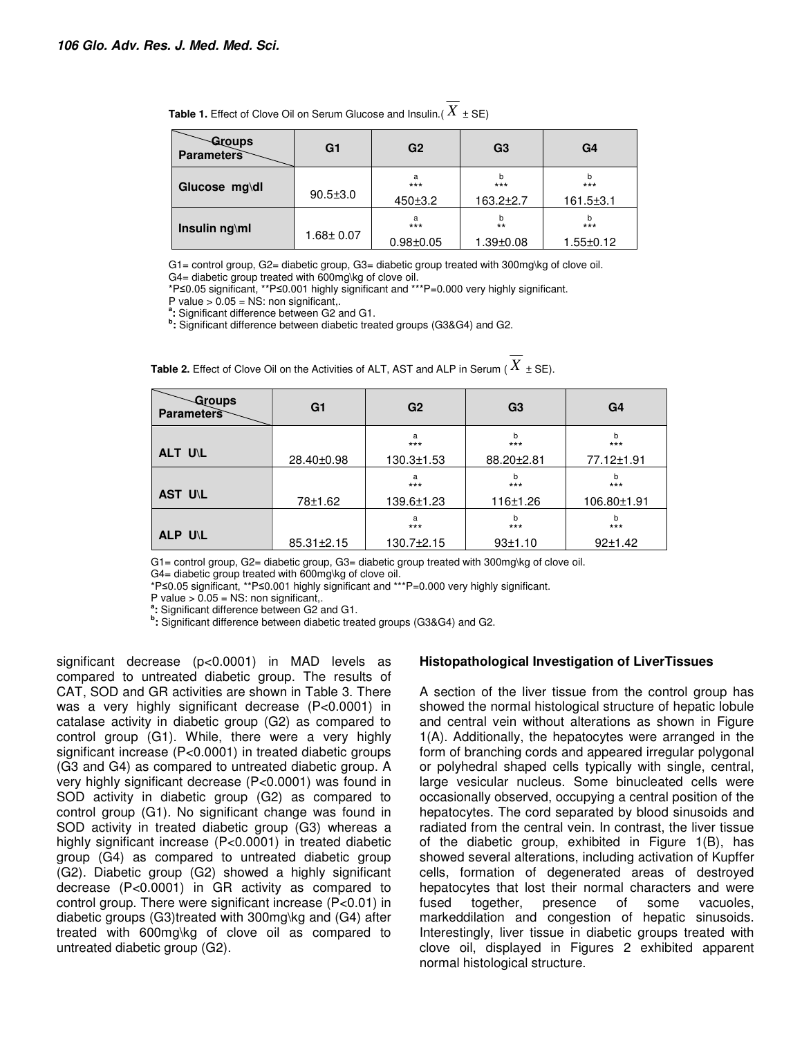**Table 1.** Effect of Clove Oil on Serum Glucose and Insulin.( $\overline{X}$ ± SE)

| Groups / Parameters | G1 | G2 | G3 | G4 |
|---|---|---|---|---|
| Glucose mg\dl | 90.5±3.0 | a *** 450±3.2 | b *** 163.2±2.7 | b *** 161.5±3.1 |
| Insulin ng\ml | 1.68± 0.07 | a *** 0.98±0.05 | b ** 1.39±0.08 | b *** 1.55±0.12 |

G1= control group, G2= diabetic group, G3= diabetic group treated with 300mg\kg of clove oil.
G4= diabetic group treated with 600mg\kg of clove oil.
*P≤0.05 significant, **P≤0.001 highly significant and ***P=0.000 very highly significant.
P value > 0.05 = NS: non significant,.
[a]: Significant difference between G2 and G1.
[b]: Significant difference between diabetic treated groups (G3&G4) and G2.

**Table 2.** Effect of Clove Oil on the Activities of ALT, AST and ALP in Serum ( $\overline{X}$ ± SE).

| Groups / Parameters | G1 | G2 | G3 | G4 |
|---|---|---|---|---|
| ALT U\L | 28.40±0.98 | a *** 130.3±1.53 | b *** 88.20±2.81 | b *** 77.12±1.91 |
| AST U\L | 78±1.62 | a *** 139.6±1.23 | b *** 116±1.26 | b *** 106.80±1.91 |
| ALP U\L | 85.31±2.15 | a *** 130.7±2.15 | b *** 93±1.10 | b *** 92±1.42 |

G1= control group, G2= diabetic group, G3= diabetic group treated with 300mg\kg of clove oil.
G4= diabetic group treated with 600mg\kg of clove oil.
*P≤0.05 significant, **P≤0.001 highly significant and ***P=0.000 very highly significant.
P value > 0.05 = NS: non significant,.
[a]: Significant difference between G2 and G1.
[b]: Significant difference between diabetic treated groups (G3&G4) and G2.

significant decrease (p<0.0001) in MAD levels as compared to untreated diabetic group. The results of CAT, SOD and GR activities are shown in Table 3. There was a very highly significant decrease (P<0.0001) in catalase activity in diabetic group (G2) as compared to control group (G1). While, there were a very highly significant increase (P<0.0001) in treated diabetic groups (G3 and G4) as compared to untreated diabetic group. A very highly significant decrease (P<0.0001) was found in SOD activity in diabetic group (G2) as compared to control group (G1). No significant change was found in SOD activity in treated diabetic group (G3) whereas a highly significant increase (P<0.0001) in treated diabetic group (G4) as compared to untreated diabetic group (G2). Diabetic group (G2) showed a highly significant decrease (P<0.0001) in GR activity as compared to control group. There were significant increase (P<0.01) in diabetic groups (G3)treated with 300mg\kg and (G4) after treated with 600mg\kg of clove oil as compared to untreated diabetic group (G2).

### Histopathological Investigation of LiverTissues

A section of the liver tissue from the control group has showed the normal histological structure of hepatic lobule and central vein without alterations as shown in Figure 1(A). Additionally, the hepatocytes were arranged in the form of branching cords and appeared irregular polygonal or polyhedral shaped cells typically with single, central, large vesicular nucleus. Some binucleated cells were occasionally observed, occupying a central position of the hepatocytes. The cord separated by blood sinusoids and radiated from the central vein. In contrast, the liver tissue of the diabetic group, exhibited in Figure 1(B), has showed several alterations, including activation of Kupffer cells, formation of degenerated areas of destroyed hepatocytes that lost their normal characters and were fused together, presence of some vacuoles, markeddilation and congestion of hepatic sinusoids. Interestingly, liver tissue in diabetic groups treated with clove oil, displayed in Figures 2 exhibited apparent normal histological structure.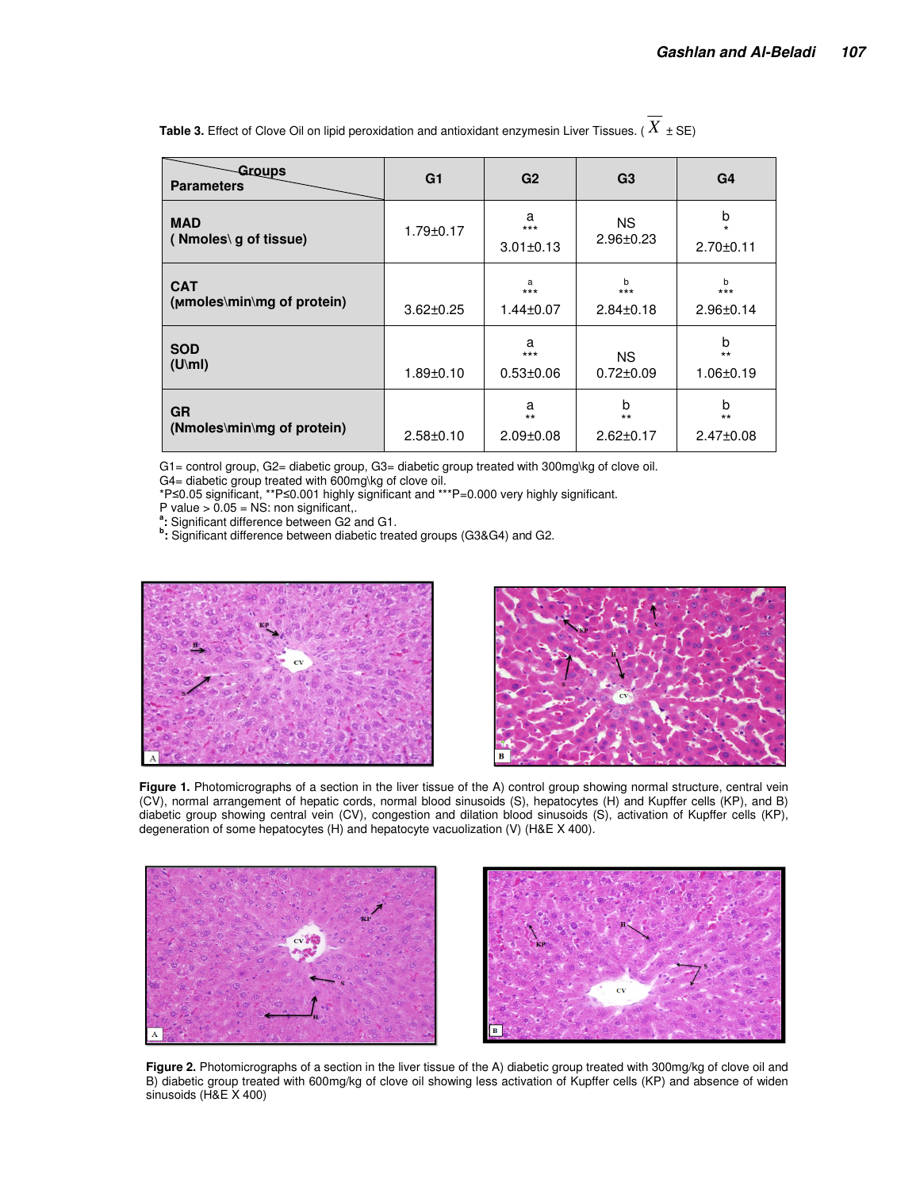**Table 3.** Effect of Clove Oil on lipid peroxidation and antioxidant enzymesin Liver Tissues. ( $\overline{X}$ ± SE)

| Parameters \ Groups | G1 | G2 | G3 | G4 |
|---|---|---|---|---|
| **MAD** **( Nmoles\ g of tissue)** | 1.79±0.17 | a *** 3.01±0.13 | NS 2.96±0.23 | b * 2.70±0.11 |
| **CAT** **(ᴍmoles\min\mg of protein)** | 3.62±0.25 | a *** 1.44±0.07 | b *** 2.84±0.18 | b *** 2.96±0.14 |
| **SOD** **(U\ml)** | 1.89±0.10 | a *** 0.53±0.06 | NS 0.72±0.09 | b ** 1.06±0.19 |
| **GR** **(Nmoles\min\mg of protein)** | 2.58±0.10 | a ** 2.09±0.08 | b ** 2.62±0.17 | b ** 2.47±0.08 |

G1= control group, G2= diabetic group, G3= diabetic group treated with 300mg\kg of clove oil.
G4= diabetic group treated with 600mg\kg of clove oil.
*P≤0.05 significant, **P≤0.001 highly significant and ***P=0.000 very highly significant.
P value > 0.05 = NS: non significant,.
[a]**:** Significant difference between G2 and G1.
[b]**:** Significant difference between diabetic treated groups (G3&G4) and G2.

**Figure 1.** Photomicrographs of a section in the liver tissue of the A) control group showing normal structure, central vein (CV), normal arrangement of hepatic cords, normal blood sinusoids (S), hepatocytes (H) and Kupffer cells (KP), and B) diabetic group showing central vein (CV), congestion and dilation blood sinusoids (S), activation of Kupffer cells (KP), degeneration of some hepatocytes (H) and hepatocyte vacuolization (V) (H&E X 400).

**Figure 2.** Photomicrographs of a section in the liver tissue of the A) diabetic group treated with 300mg/kg of clove oil and B) diabetic group treated with 600mg/kg of clove oil showing less activation of Kupffer cells (KP) and absence of widen sinusoids (H&E X 400)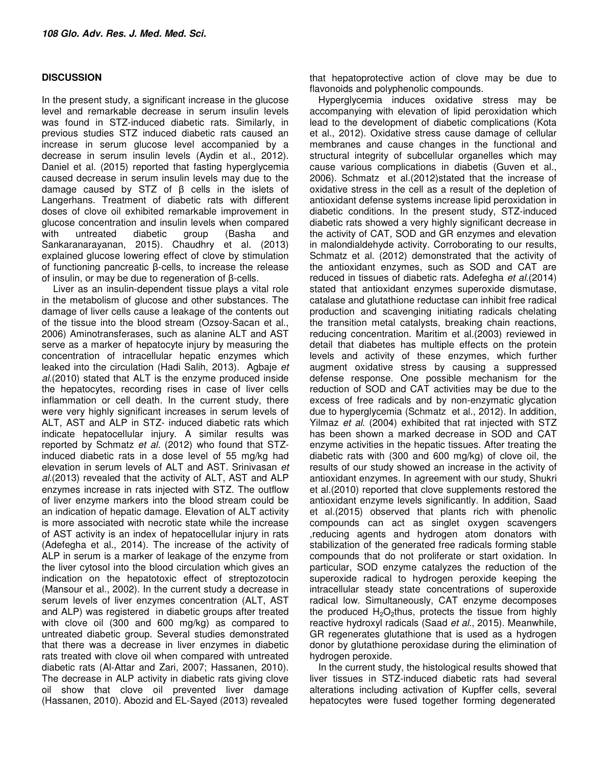## DISCUSSION

In the present study, a significant increase in the glucose level and remarkable decrease in serum insulin levels was found in STZ-induced diabetic rats. Similarly, in previous studies STZ induced diabetic rats caused an increase in serum glucose level accompanied by a decrease in serum insulin levels (Aydin et al., 2012). Daniel et al. (2015) reported that fasting hyperglycemia caused decrease in serum insulin levels may due to the damage caused by STZ of β cells in the islets of Langerhans. Treatment of diabetic rats with different doses of clove oil exhibited remarkable improvement in glucose concentration and insulin levels when compared with untreated diabetic group (Basha and Sankaranarayanan, 2015). Chaudhry et al. (2013) explained glucose lowering effect of clove by stimulation of functioning pancreatic β-cells, to increase the release of insulin, or may be due to regeneration of β-cells.

Liver as an insulin-dependent tissue plays a vital role in the metabolism of glucose and other substances. The damage of liver cells cause a leakage of the contents out of the tissue into the blood stream (Ozsoy-Sacan et al., 2006) Aminotransferases, such as alanine ALT and AST serve as a marker of hepatocyte injury by measuring the concentration of intracellular hepatic enzymes which leaked into the circulation (Hadi Salih, 2013). Agbaje *et al.*(2010) stated that ALT is the enzyme produced inside the hepatocytes, recording rises in case of liver cells inflammation or cell death. In the current study, there were very highly significant increases in serum levels of ALT, AST and ALP in STZ- induced diabetic rats which indicate hepatocellular injury. A similar results was reported by Schmatz *et al*. (2012) who found that STZ-induced diabetic rats in a dose level of 55 mg/kg had elevation in serum levels of ALT and AST. Srinivasan *et al.*(2013) revealed that the activity of ALT, AST and ALP enzymes increase in rats injected with STZ. The outflow of liver enzyme markers into the blood stream could be an indication of hepatic damage. Elevation of ALT activity is more associated with necrotic state while the increase of AST activity is an index of hepatocellular injury in rats (Adefegha et al., 2014). The increase of the activity of ALP in serum is a marker of leakage of the enzyme from the liver cytosol into the blood circulation which gives an indication on the hepatotoxic effect of streptozotocin (Mansour et al., 2002). In the current study a decrease in serum levels of liver enzymes concentration (ALT, AST and ALP) was registered in diabetic groups after treated with clove oil (300 and 600 mg/kg) as compared to untreated diabetic group. Several studies demonstrated that there was a decrease in liver enzymes in diabetic rats treated with clove oil when compared with untreated diabetic rats (Al-Attar and Zari, 2007; Hassanen, 2010). The decrease in ALP activity in diabetic rats giving clove oil show that clove oil prevented liver damage (Hassanen, 2010). Abozid and EL-Sayed (2013) revealed that hepatoprotective action of clove may be due to flavonoids and polyphenolic compounds.

Hyperglycemia induces oxidative stress may be accompanying with elevation of lipid peroxidation which lead to the development of diabetic complications (Kota et al., 2012). Oxidative stress cause damage of cellular membranes and cause changes in the functional and structural integrity of subcellular organelles which may cause various complications in diabetis (Guven et al., 2006). Schmatz et al.(2012)stated that the increase of oxidative stress in the cell as a result of the depletion of antioxidant defense systems increase lipid peroxidation in diabetic conditions. In the present study, STZ-induced diabetic rats showed a very highly significant decrease in the activity of CAT, SOD and GR enzymes and elevation in malondialdehyde activity. Corroborating to our results, Schmatz et al. (2012) demonstrated that the activity of the antioxidant enzymes, such as SOD and CAT are reduced in tissues of diabetic rats. Adefegha *et al.*(2014) stated that antioxidant enzymes superoxide dismutase, catalase and glutathione reductase can inhibit free radical production and scavenging initiating radicals chelating the transition metal catalysts, breaking chain reactions, reducing concentration. Maritim et al.(2003) reviewed in detail that diabetes has multiple effects on the protein levels and activity of these enzymes, which further augment oxidative stress by causing a suppressed defense response. One possible mechanism for the reduction of SOD and CAT activities may be due to the excess of free radicals and by non-enzymatic glycation due to hyperglycemia (Schmatz et al., 2012). In addition, Yilmaz *et al*. (2004) exhibited that rat injected with STZ has been shown a marked decrease in SOD and CAT enzyme activities in the hepatic tissues. After treating the diabetic rats with (300 and 600 mg/kg) of clove oil, the results of our study showed an increase in the activity of antioxidant enzymes. In agreement with our study, Shukri et al.(2010) reported that clove supplements restored the antioxidant enzyme levels significantly. In addition, Saad et al.(2015) observed that plants rich with phenolic compounds can act as singlet oxygen scavengers ,reducing agents and hydrogen atom donators with stabilization of the generated free radicals forming stable compounds that do not proliferate or start oxidation. In particular, SOD enzyme catalyzes the reduction of the superoxide radical to hydrogen peroxide keeping the intracellular steady state concentrations of superoxide radical low. Simultaneously, CAT enzyme decomposes the produced $H_2O_2$thus, protects the tissue from highly reactive hydroxyl radicals (Saad *et al*., 2015). Meanwhile, GR regenerates glutathione that is used as a hydrogen donor by glutathione peroxidase during the elimination of hydrogen peroxide.

In the current study, the histological results showed that liver tissues in STZ-induced diabetic rats had several alterations including activation of Kupffer cells, several hepatocytes were fused together forming degenerated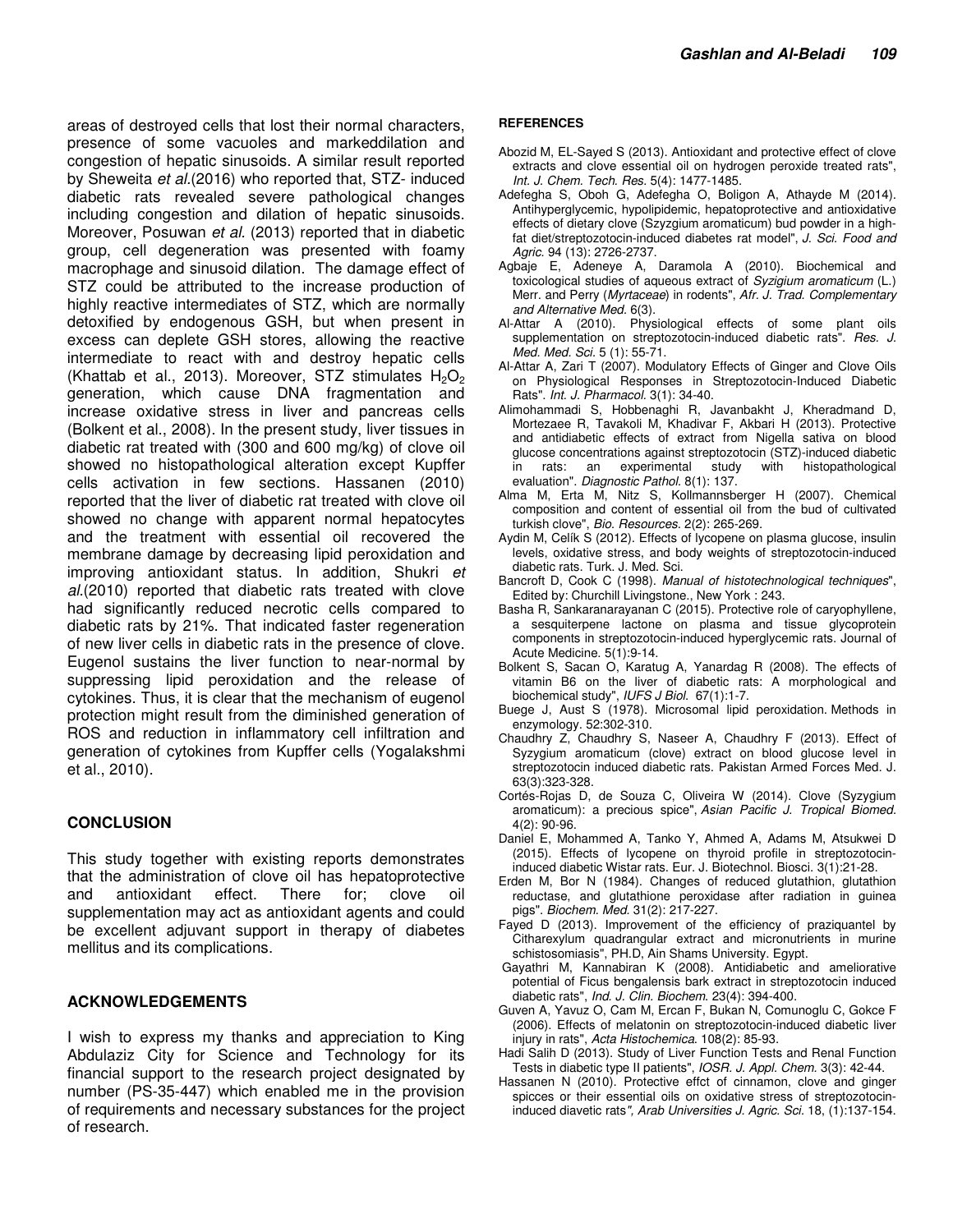areas of destroyed cells that lost their normal characters, presence of some vacuoles and markeddilation and congestion of hepatic sinusoids. A similar result reported by Sheweita *et al.*(2016) who reported that, STZ- induced diabetic rats revealed severe pathological changes including congestion and dilation of hepatic sinusoids. Moreover, Posuwan *et al.* (2013) reported that in diabetic group, cell degeneration was presented with foamy macrophage and sinusoid dilation. The damage effect of STZ could be attributed to the increase production of highly reactive intermediates of STZ, which are normally detoxified by endogenous GSH, but when present in excess can deplete GSH stores, allowing the reactive intermediate to react with and destroy hepatic cells (Khattab et al., 2013). Moreover, STZ stimulates $H_2O_2$ generation, which cause DNA fragmentation and increase oxidative stress in liver and pancreas cells (Bolkent et al., 2008). In the present study, liver tissues in diabetic rat treated with (300 and 600 mg/kg) of clove oil showed no histopathological alteration except Kupffer cells activation in few sections. Hassanen (2010) reported that the liver of diabetic rat treated with clove oil showed no change with apparent normal hepatocytes and the treatment with essential oil recovered the membrane damage by decreasing lipid peroxidation and improving antioxidant status. In addition, Shukri *et al.*(2010) reported that diabetic rats treated with clove had significantly reduced necrotic cells compared to diabetic rats by 21%. That indicated faster regeneration of new liver cells in diabetic rats in the presence of clove. Eugenol sustains the liver function to near-normal by suppressing lipid peroxidation and the release of cytokines. Thus, it is clear that the mechanism of eugenol protection might result from the diminished generation of ROS and reduction in inflammatory cell infiltration and generation of cytokines from Kupffer cells (Yogalakshmi et al., 2010).

## CONCLUSION

This study together with existing reports demonstrates that the administration of clove oil has hepatoprotective and antioxidant effect. There for; clove oil supplementation may act as antioxidant agents and could be excellent adjuvant support in therapy of diabetes mellitus and its complications.

## ACKNOWLEDGEMENTS

I wish to express my thanks and appreciation to King Abdulaziz City for Science and Technology for its financial support to the research project designated by number (PS-35-447) which enabled me in the provision of requirements and necessary substances for the project of research.

## REFERENCES

Abozid M, EL-Sayed S (2013). Antioxidant and protective effect of clove extracts and clove essential oil on hydrogen peroxide treated rats", *Int. J. Chem. Tech. Res.* 5(4): 1477-1485.

Adefegha S, Oboh G, Adefegha O, Boligon A, Athayde M (2014). Antihyperglycemic, hypolipidemic, hepatoprotective and antioxidative effects of dietary clove (Szyzgium aromaticum) bud powder in a high-fat diet/streptozotocin-induced diabetes rat model", *J. Sci. Food and Agric.* 94 (13): 2726-2737.

Agbaje E, Adeneye A, Daramola A (2010). Biochemical and toxicological studies of aqueous extract of *Syzigium aromaticum* (L.) Merr. and Perry (*Myrtaceae*) in rodents", *Afr. J. Trad. Complementary and Alternative Med.* 6(3).

Al-Attar A (2010). Physiological effects of some plant oils supplementation on streptozotocin-induced diabetic rats". *Res. J. Med. Med. Sci.* 5 (1): 55-71.

Al-Attar A, Zari T (2007). Modulatory Effects of Ginger and Clove Oils on Physiological Responses in Streptozotocin-Induced Diabetic Rats". *Int. J. Pharmacol.* 3(1): 34-40.

Alimohammadi S, Hobbenaghi R, Javanbakht J, Kheradmand D, Mortezaee R, Tavakoli M, Khadivar F, Akbari H (2013). Protective and antidiabetic effects of extract from Nigella sativa on blood glucose concentrations against streptozotocin (STZ)-induced diabetic in rats: an experimental study with histopathological evaluation". *Diagnostic Pathol.* 8(1): 137.

Alma M, Erta M, Nitz S, Kollmannsberger H (2007). Chemical composition and content of essential oil from the bud of cultivated turkish clove", *Bio. Resources.* 2(2): 265-269.

Aydin M, Celík S (2012). Effects of lycopene on plasma glucose, insulin levels, oxidative stress, and body weights of streptozotocin-induced diabetic rats. Turk. J. Med. Sci.

Bancroft D, Cook C (1998). *Manual of histotechnological techniques*", Edited by: Churchill Livingstone., New York : 243.

Basha R, Sankaranarayanan C (2015). Protective role of caryophyllene, a sesquiterpene lactone on plasma and tissue glycoprotein components in streptozotocin-induced hyperglycemic rats. Journal of Acute Medicine. 5(1):9-14.

Bolkent S, Sacan O, Karatug A, Yanardag R (2008). The effects of vitamin B6 on the liver of diabetic rats: A morphological and biochemical study", *IUFS J Biol.* 67(1):1-7.

Buege J, Aust S (1978). Microsomal lipid peroxidation. Methods in enzymology. 52:302-310.

Chaudhry Z, Chaudhry S, Naseer A, Chaudhry F (2013). Effect of Syzygium aromaticum (clove) extract on blood glucose level in streptozotocin induced diabetic rats. Pakistan Armed Forces Med. J. 63(3):323-328.

Cortés-Rojas D, de Souza C, Oliveira W (2014). Clove (Syzygium aromaticum): a precious spice", *Asian Pacific J. Tropical Biomed.* 4(2): 90-96.

Daniel E, Mohammed A, Tanko Y, Ahmed A, Adams M, Atsukwei D (2015). Effects of lycopene on thyroid profile in streptozotocin-induced diabetic Wistar rats. Eur. J. Biotechnol. Biosci. 3(1):21-28.

Erden M, Bor N (1984). Changes of reduced glutathion, glutathion reductase, and glutathione peroxidase after radiation in guinea pigs". *Biochem. Med.* 31(2): 217-227.

Fayed D (2013). Improvement of the efficiency of praziquantel by Citharexylum quadrangular extract and micronutrients in murine schistosomiasis", PH.D, Ain Shams University. Egypt.

Gayathri M, Kannabiran K (2008). Antidiabetic and ameliorative potential of Ficus bengalensis bark extract in streptozotocin induced diabetic rats", *Ind. J. Clin. Biochem.* 23(4): 394-400.

Guven A, Yavuz O, Cam M, Ercan F, Bukan N, Comunoglu C, Gokce F (2006). Effects of melatonin on streptozotocin-induced diabetic liver injury in rats", *Acta Histochemica.* 108(2): 85-93.

Hadi Salih D (2013). Study of Liver Function Tests and Renal Function Tests in diabetic type II patients", *IOSR. J. Appl. Chem.* 3(3): 42-44.

Hassanen N (2010). Protective effct of cinnamon, clove and ginger spicces or their essential oils on oxidative stress of streptozotocin-induced diavetic rats*", Arab Universities J. Agric. Sci.* 18, (1):137-154.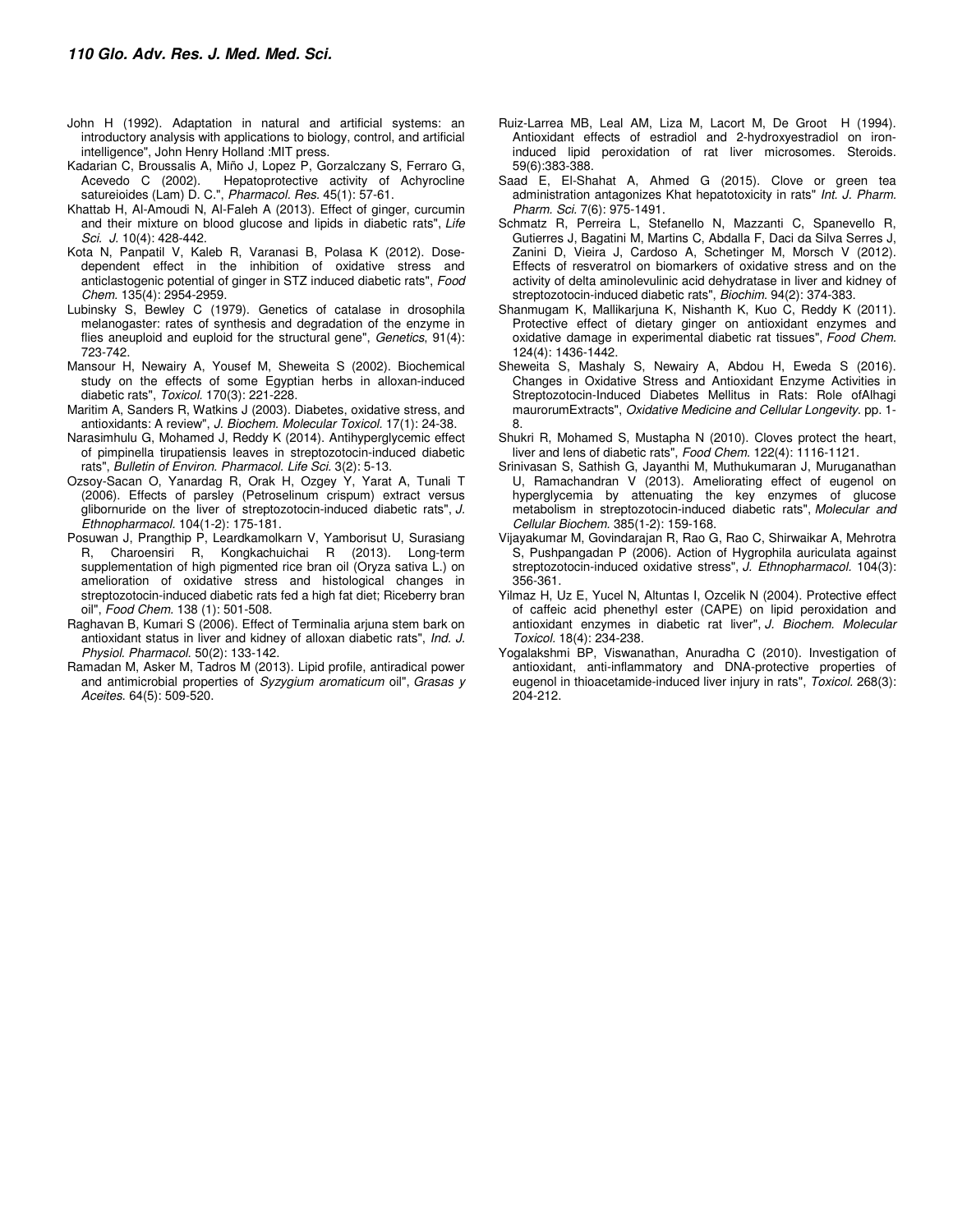John H (1992). Adaptation in natural and artificial systems: an introductory analysis with applications to biology, control, and artificial intelligence", John Henry Holland :MIT press.

Kadarian C, Broussalis A, Miño J, Lopez P, Gorzalczany S, Ferraro G, Acevedo C (2002). Hepatoprotective activity of Achyrocline satureioides (Lam) D. C.", *Pharmacol. Res.* 45(1): 57-61.

Khattab H, Al-Amoudi N, Al-Faleh A (2013). Effect of ginger, curcumin and their mixture on blood glucose and lipids in diabetic rats", *Life Sci. J.* 10(4): 428-442.

Kota N, Panpatil V, Kaleb R, Varanasi B, Polasa K (2012). Dose-dependent effect in the inhibition of oxidative stress and anticlastogenic potential of ginger in STZ induced diabetic rats", *Food Chem.* 135(4): 2954-2959.

Lubinsky S, Bewley C (1979). Genetics of catalase in drosophila melanogaster: rates of synthesis and degradation of the enzyme in flies aneuploid and euploid for the structural gene", *Genetics*, 91(4): 723-742.

Mansour H, Newairy A, Yousef M, Sheweita S (2002). Biochemical study on the effects of some Egyptian herbs in alloxan-induced diabetic rats", *Toxicol.* 170(3): 221-228.

Maritim A, Sanders R, Watkins J (2003). Diabetes, oxidative stress, and antioxidants: A review", *J. Biochem. Molecular Toxicol.* 17(1): 24-38.

Narasimhulu G, Mohamed J, Reddy K (2014). Antihyperglycemic effect of pimpinella tirupatiensis leaves in streptozotocin-induced diabetic rats", *Bulletin of Environ. Pharmacol. Life Sci.* 3(2): 5-13.

Ozsoy-Sacan O, Yanardag R, Orak H, Ozgey Y, Yarat A, Tunali T (2006). Effects of parsley (Petroselinum crispum) extract versus glibornuride on the liver of streptozotocin-induced diabetic rats", *J. Ethnopharmacol.* 104(1-2): 175-181.

Posuwan J, Prangthip P, Leardkamolkarn V, Yamborisut U, Surasiang R, Charoensiri R, Kongkachuichai R (2013). Long-term supplementation of high pigmented rice bran oil (Oryza sativa L.) on amelioration of oxidative stress and histological changes in streptozotocin-induced diabetic rats fed a high fat diet; Riceberry bran oil", *Food Chem.* 138 (1): 501-508.

Raghavan B, Kumari S (2006). Effect of Terminalia arjuna stem bark on antioxidant status in liver and kidney of alloxan diabetic rats", *Ind. J. Physiol. Pharmacol.* 50(2): 133-142.

Ramadan M, Asker M, Tadros M (2013). Lipid profile, antiradical power and antimicrobial properties of *Syzygium aromaticum* oil", *Grasas y Aceites.* 64(5): 509-520.

Ruiz-Larrea MB, Leal AM, Liza M, Lacort M, De Groot H (1994). Antioxidant effects of estradiol and 2-hydroxyestradiol on iron-induced lipid peroxidation of rat liver microsomes. Steroids. 59(6):383-388.

Saad E, El-Shahat A, Ahmed G (2015). Clove or green tea administration antagonizes Khat hepatotoxicity in rats" *Int. J. Pharm. Pharm. Sci.* 7(6): 975-1491.

Schmatz R, Perreira L, Stefanello N, Mazzanti C, Spanevello R, Gutierres J, Bagatini M, Martins C, Abdalla F, Daci da Silva Serres J, Zanini D, Vieira J, Cardoso A, Schetinger M, Morsch V (2012). Effects of resveratrol on biomarkers of oxidative stress and on the activity of delta aminolevulinic acid dehydratase in liver and kidney of streptozotocin-induced diabetic rats", *Biochim.* 94(2): 374-383.

Shanmugam K, Mallikarjuna K, Nishanth K, Kuo C, Reddy K (2011). Protective effect of dietary ginger on antioxidant enzymes and oxidative damage in experimental diabetic rat tissues", *Food Chem.* 124(4): 1436-1442.

Sheweita S, Mashaly S, Newairy A, Abdou H, Eweda S (2016). Changes in Oxidative Stress and Antioxidant Enzyme Activities in Streptozotocin-Induced Diabetes Mellitus in Rats: Role ofAlhagi maurorumExtracts", *Oxidative Medicine and Cellular Longevity*. pp. 1-8.

Shukri R, Mohamed S, Mustapha N (2010). Cloves protect the heart, liver and lens of diabetic rats", *Food Chem.* 122(4): 1116-1121.

Srinivasan S, Sathish G, Jayanthi M, Muthukumaran J, Muruganathan U, Ramachandran V (2013). Ameliorating effect of eugenol on hyperglycemia by attenuating the key enzymes of glucose metabolism in streptozotocin-induced diabetic rats", *Molecular and Cellular Biochem.* 385(1-2): 159-168.

Vijayakumar M, Govindarajan R, Rao G, Rao C, Shirwaikar A, Mehrotra S, Pushpangadan P (2006). Action of Hygrophila auriculata against streptozotocin-induced oxidative stress", *J. Ethnopharmacol.* 104(3): 356-361.

Yilmaz H, Uz E, Yucel N, Altuntas I, Ozcelik N (2004). Protective effect of caffeic acid phenethyl ester (CAPE) on lipid peroxidation and antioxidant enzymes in diabetic rat liver", *J. Biochem. Molecular Toxicol.* 18(4): 234-238.

Yogalakshmi BP, Viswanathan, Anuradha C (2010). Investigation of antioxidant, anti-inflammatory and DNA-protective properties of eugenol in thioacetamide-induced liver injury in rats", *Toxicol.* 268(3): 204-212.